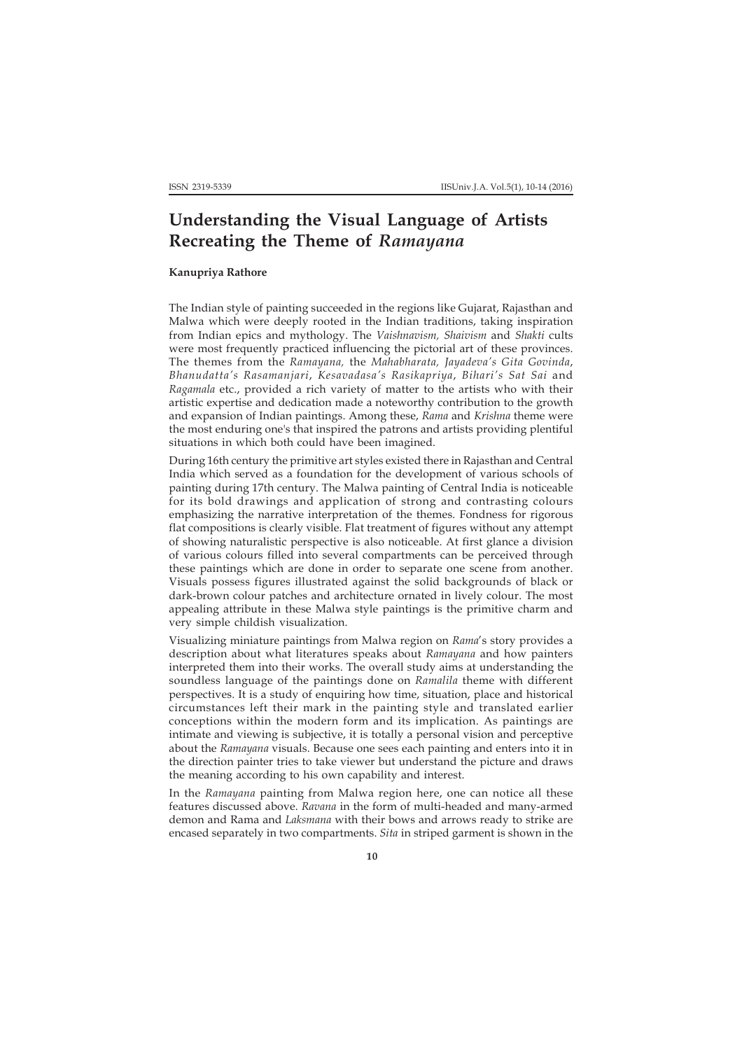# Understanding the Visual Language of Artists Recreating the Theme of *Ramayana*

**Kanupriya Rathore**

The Indian style of painting succeeded in the regions like Gujarat, Rajasthan and Malwa which were deeply rooted in the Indian traditions, taking inspiration from Indian epics and mythology. The *Vaishnavism, Shaivism* and *Shakti* cults were most frequently practiced influencing the pictorial art of these provinces. The themes from the *Ramayana,* the *Mahabharata, Jayadeva's Gita Govinda*, *Bhanudatta's Rasamanjari*, *Kesavadasa's Rasikapriya*, *Bihari's Sat Sai* and *Ragamala* etc., provided a rich variety of matter to the artists who with their artistic expertise and dedication made a noteworthy contribution to the growth and expansion of Indian paintings. Among these, *Rama* and *Krishna* theme were the most enduring one's that inspired the patrons and artists providing plentiful situations in which both could have been imagined.

During 16th century the primitive art styles existed there in Rajasthan and Central India which served as a foundation for the development of various schools of painting during 17th century. The Malwa painting of Central India is noticeable for its bold drawings and application of strong and contrasting colours emphasizing the narrative interpretation of the themes. Fondness for rigorous flat compositions is clearly visible. Flat treatment of figures without any attempt of showing naturalistic perspective is also noticeable. At first glance a division of various colours filled into several compartments can be perceived through these paintings which are done in order to separate one scene from another. Visuals possess figures illustrated against the solid backgrounds of black or dark-brown colour patches and architecture ornated in lively colour. The most appealing attribute in these Malwa style paintings is the primitive charm and very simple childish visualization.

Visualizing miniature paintings from Malwa region on *Rama*'s story provides a description about what literatures speaks about *Ramayana* and how painters interpreted them into their works. The overall study aims at understanding the soundless language of the paintings done on *Ramalila* theme with different perspectives. It is a study of enquiring how time, situation, place and historical circumstances left their mark in the painting style and translated earlier conceptions within the modern form and its implication. As paintings are intimate and viewing is subjective, it is totally a personal vision and perceptive about the *Ramayana* visuals. Because one sees each painting and enters into it in the direction painter tries to take viewer but understand the picture and draws the meaning according to his own capability and interest.

In the *Ramayana* painting from Malwa region here, one can notice all these features discussed above. *Ravana* in the form of multi-headed and many-armed demon and Rama and *Laksmana* with their bows and arrows ready to strike are encased separately in two compartments. *Sita* in striped garment is shown in the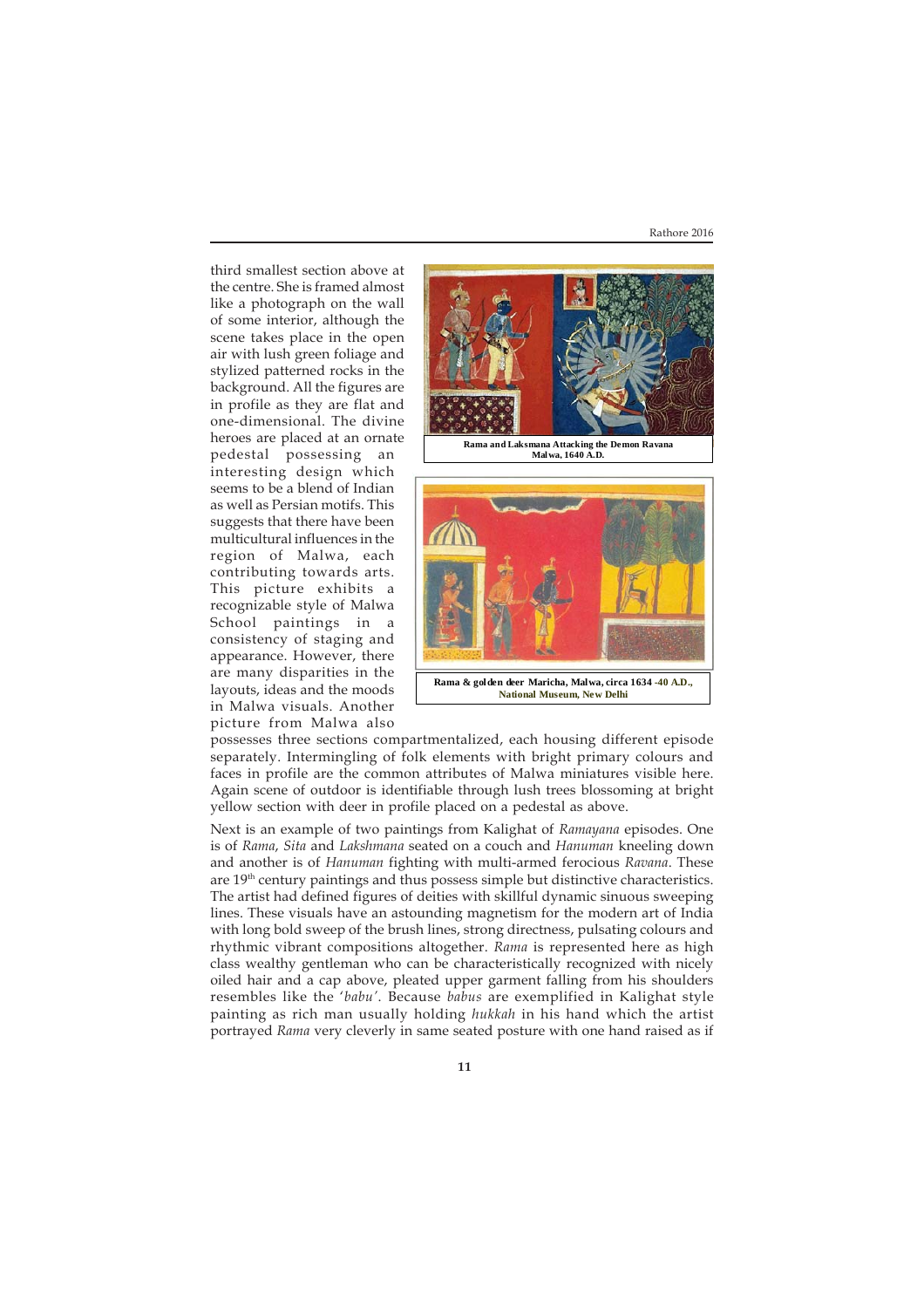third smallest section above at the centre. She is framed almost like a photograph on the wall of some interior, although the scene takes place in the open air with lush green foliage and stylized patterned rocks in the background. All the figures are in profile as they are flat and one-dimensional. The divine heroes are placed at an ornate pedestal possessing an interesting design which seems to be a blend of Indian as well as Persian motifs. This suggests that there have been multicultural influences in the region of Malwa, each contributing towards arts. This picture exhibits a recognizable style of Malwa School paintings in a consistency of staging and appearance. However, there are many disparities in the layouts, ideas and the moods in Malwa visuals. Another picture from Malwa also possesses three sections compartmentalized, each housing different episode separately. Intermingling of folk elements with bright primary colours and faces in profile are the common attributes of Malwa miniatures visible here. Again scene of outdoor is identifiable through lush trees blossoming at bright yellow section with deer in profile placed on a pedestal as above.

**Rama and Laksmana Attacking the Demon Ravana Malwa, 1640 A.D.**

**Rama & golden deer Maricha, Malwa, circa 1634 -40 A.D., National Museum, New Delhi**

Next is an example of two paintings from Kalighat of *Ramayana* episodes. One is of *Rama*, *Sita* and *Lakshmana* seated on a couch and *Hanuman* kneeling down and another is of *Hanuman* fighting with multi-armed ferocious *Ravana*. These are 19th century paintings and thus possess simple but distinctive characteristics. The artist had defined figures of deities with skillful dynamic sinuous sweeping lines. These visuals have an astounding magnetism for the modern art of India with long bold sweep of the brush lines, strong directness, pulsating colours and rhythmic vibrant compositions altogether. *Rama* is represented here as high class wealthy gentleman who can be characteristically recognized with nicely oiled hair and a cap above, pleated upper garment falling from his shoulders resembles like the '*babu*'. Because *babus* are exemplified in Kalighat style painting as rich man usually holding *hukkah* in his hand which the artist portrayed *Rama* very cleverly in same seated posture with one hand raised as if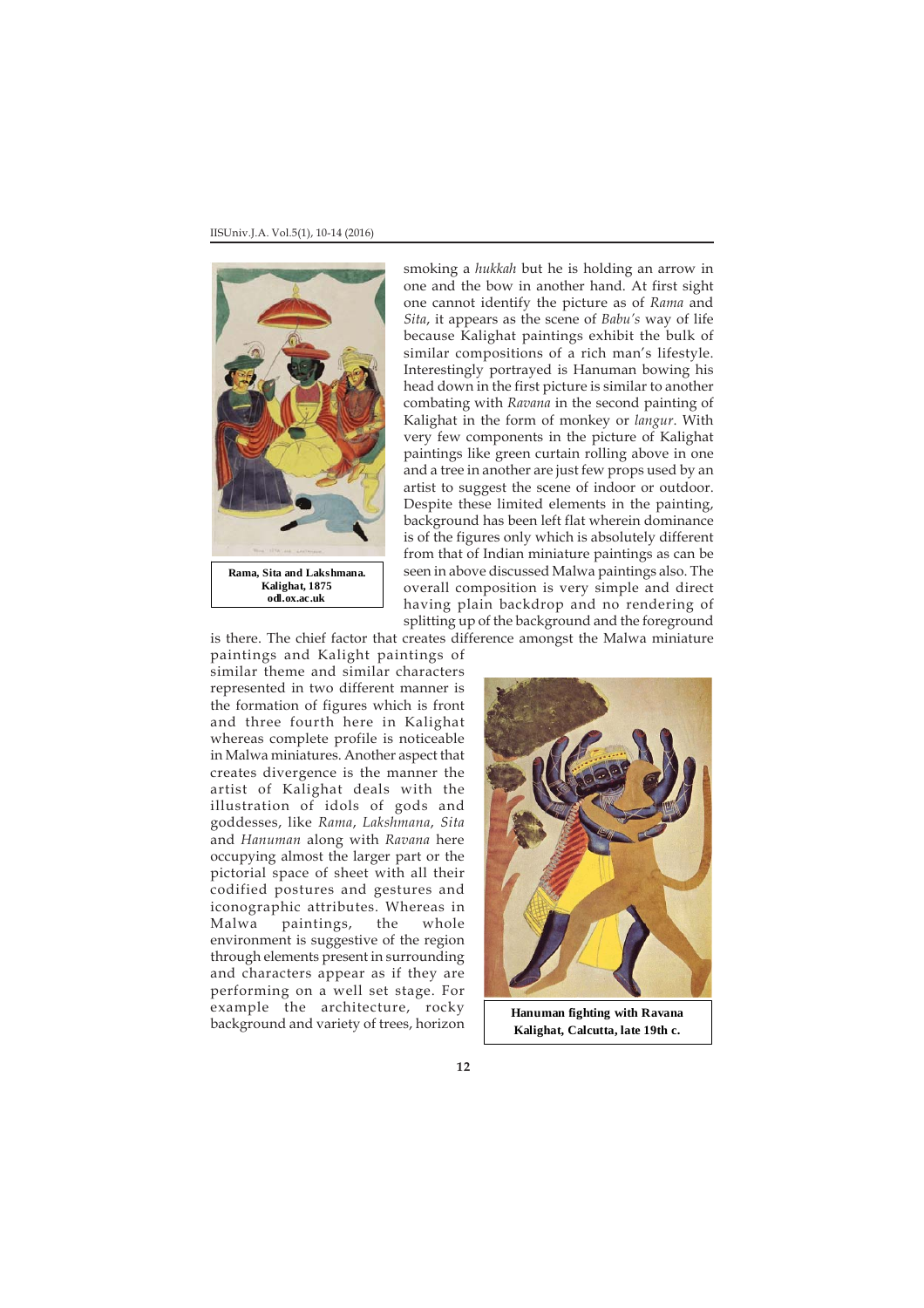Rama, Sita and Lakshmana. Kalighat, 1875 odl.ox.ac.uk

smoking a *hukkah* but he is holding an arrow in one and the bow in another hand. At first sight one cannot identify the picture as of *Rama* and *Sita*, it appears as the scene of *Babu's* way of life because Kalighat paintings exhibit the bulk of similar compositions of a rich man's lifestyle. Interestingly portrayed is Hanuman bowing his head down in the first picture is similar to another combating with *Ravana* in the second painting of Kalighat in the form of monkey or *langur*. With very few components in the picture of Kalighat paintings like green curtain rolling above in one and a tree in another are just few props used by an artist to suggest the scene of indoor or outdoor. Despite these limited elements in the painting, background has been left flat wherein dominance is of the figures only which is absolutely different from that of Indian miniature paintings as can be seen in above discussed Malwa paintings also. The overall composition is very simple and direct having plain backdrop and no rendering of splitting up of the background and the foreground is there. The chief factor that creates difference amongst the Malwa miniature paintings and Kalight paintings of similar theme and similar characters represented in two different manner is the formation of figures which is front and three fourth here in Kalighat whereas complete profile is noticeable in Malwa miniatures. Another aspect that creates divergence is the manner the artist of Kalighat deals with the illustration of idols of gods and goddesses, like *Rama*, *Lakshmana*, *Sita* and *Hanuman* along with *Ravana* here occupying almost the larger part or the pictorial space of sheet with all their codified postures and gestures and iconographic attributes. Whereas in Malwa paintings, the whole environment is suggestive of the region through elements present in surrounding and characters appear as if they are performing on a well set stage. For example the architecture, rocky background and variety of trees, horizon

Hanuman fighting with Ravana Kalighat, Calcutta, late 19th c.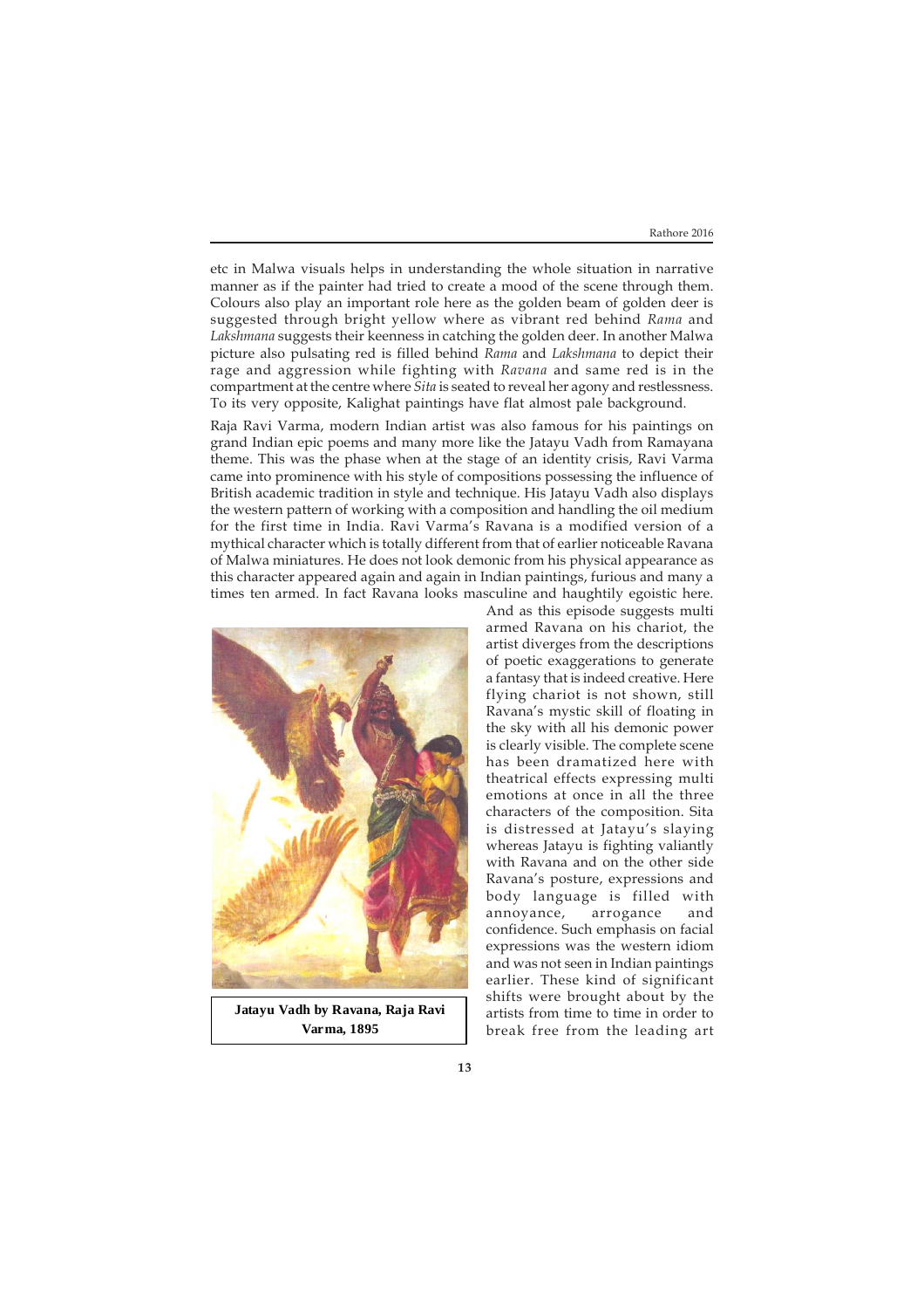etc in Malwa visuals helps in understanding the whole situation in narrative manner as if the painter had tried to create a mood of the scene through them. Colours also play an important role here as the golden beam of golden deer is suggested through bright yellow where as vibrant red behind *Rama* and *Lakshmana* suggests their keenness in catching the golden deer. In another Malwa picture also pulsating red is filled behind *Rama* and *Lakshmana* to depict their rage and aggression while fighting with *Ravana* and same red is in the compartment at the centre where *Sita* is seated to reveal her agony and restlessness. To its very opposite, Kalighat paintings have flat almost pale background.

Raja Ravi Varma, modern Indian artist was also famous for his paintings on grand Indian epic poems and many more like the Jatayu Vadh from Ramayana theme. This was the phase when at the stage of an identity crisis, Ravi Varma came into prominence with his style of compositions possessing the influence of British academic tradition in style and technique. His Jatayu Vadh also displays the western pattern of working with a composition and handling the oil medium for the first time in India. Ravi Varma's Ravana is a modified version of a mythical character which is totally different from that of earlier noticeable Ravana of Malwa miniatures. He does not look demonic from his physical appearance as this character appeared again and again in Indian paintings, furious and many a times ten armed. In fact Ravana looks masculine and haughtily egoistic here. And as this episode suggests multi armed Ravana on his chariot, the artist diverges from the descriptions of poetic exaggerations to generate a fantasy that is indeed creative. Here flying chariot is not shown, still Ravana's mystic skill of floating in the sky with all his demonic power is clearly visible. The complete scene has been dramatized here with theatrical effects expressing multi emotions at once in all the three characters of the composition. Sita is distressed at Jatayu's slaying whereas Jatayu is fighting valiantly with Ravana and on the other side Ravana's posture, expressions and body language is filled with annoyance, arrogance and confidence. Such emphasis on facial expressions was the western idiom and was not seen in Indian paintings earlier. These kind of significant shifts were brought about by the artists from time to time in order to break free from the leading art

**Jatayu Vadh by Ravana, Raja Ravi Varma, 1895**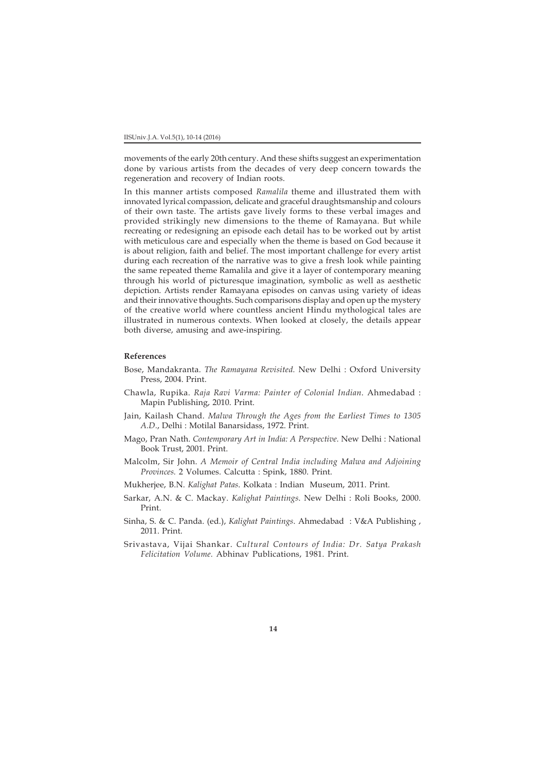movements of the early 20th century. And these shifts suggest an experimentation done by various artists from the decades of very deep concern towards the regeneration and recovery of Indian roots.

In this manner artists composed *Ramalila* theme and illustrated them with innovated lyrical compassion, delicate and graceful draughtsmanship and colours of their own taste. The artists gave lively forms to these verbal images and provided strikingly new dimensions to the theme of Ramayana. But while recreating or redesigning an episode each detail has to be worked out by artist with meticulous care and especially when the theme is based on God because it is about religion, faith and belief. The most important challenge for every artist during each recreation of the narrative was to give a fresh look while painting the same repeated theme Ramalila and give it a layer of contemporary meaning through his world of picturesque imagination, symbolic as well as aesthetic depiction. Artists render Ramayana episodes on canvas using variety of ideas and their innovative thoughts. Such comparisons display and open up the mystery of the creative world where countless ancient Hindu mythological tales are illustrated in numerous contexts. When looked at closely, the details appear both diverse, amusing and awe-inspiring.

**References**

Bose, Mandakranta. *The Ramayana Revisited.* New Delhi : Oxford University Press, 2004. Print.

Chawla, Rupika. *Raja Ravi Varma: Painter of Colonial Indian*. Ahmedabad : Mapin Publishing, 2010. Print.

Jain, Kailash Chand. *Malwa Through the Ages from the Earliest Times to 1305 A.D.*, Delhi : Motilal Banarsidass, 1972. Print.

Mago, Pran Nath. *Contemporary Art in India: A Perspective.* New Delhi : National Book Trust, 2001. Print.

Malcolm, Sir John. *A Memoir of Central India including Malwa and Adjoining Provinces.* 2 Volumes. Calcutta : Spink, 1880. Print.

Mukherjee, B.N. *Kalighat Patas.* Kolkata : Indian Museum, 2011. Print.

Sarkar, A.N. & C. Mackay. *Kalighat Paintings.* New Delhi : Roli Books, 2000. Print.

Sinha, S. & C. Panda. (ed.), *Kalighat Paintings.* Ahmedabad : V&A Publishing , 2011. Print.

Srivastava, Vijai Shankar. *Cultural Contours of India: Dr. Satya Prakash Felicitation Volume.* Abhinav Publications, 1981. Print.